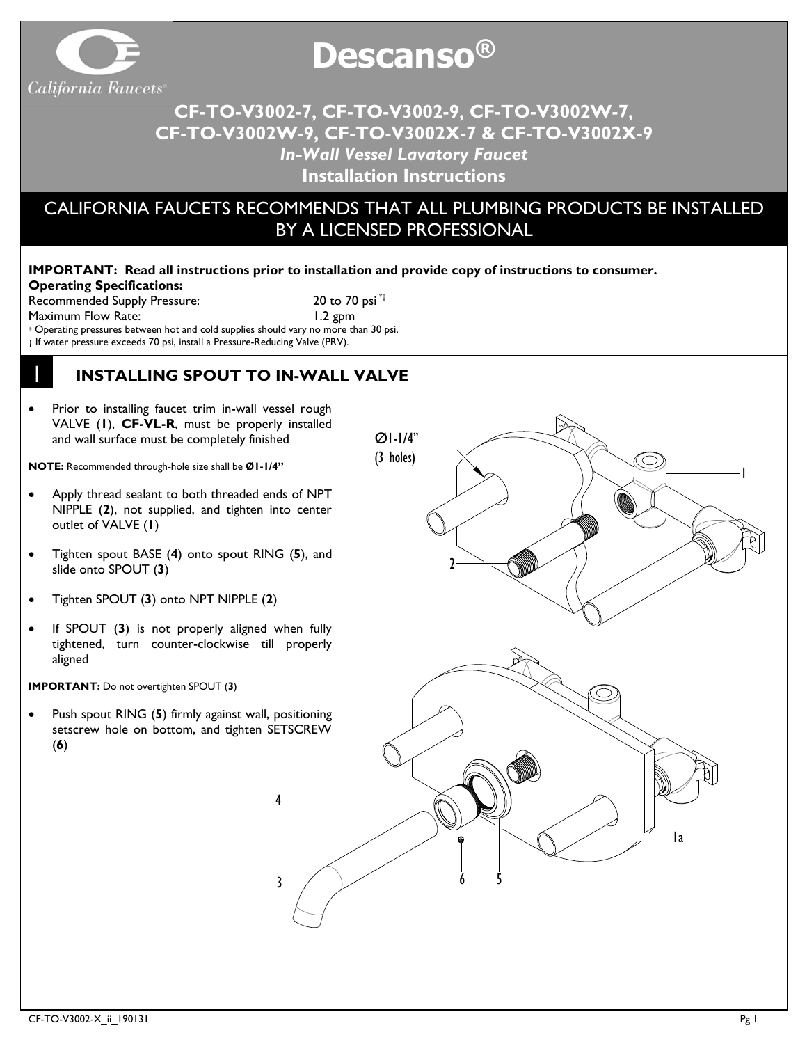# Descanso®

California Faucets®

## CF-TO-V3002-7, CF-TO-V3002-9, CF-TO-V3002W-7, CF-TO-V3002W-9, CF-TO-V3002X-7 & CF-TO-V3002X-9

***In-Wall Vessel Lavatory Faucet***

**Installation Instructions**

## CALIFORNIA FAUCETS RECOMMENDS THAT ALL PLUMBING PRODUCTS BE INSTALLED BY A LICENSED PROFESSIONAL

**IMPORTANT: Read all instructions prior to installation and provide copy of instructions to consumer.**

**Operating Specifications:**

Recommended Supply Pressure: 20 to 70 psi *†

Maximum Flow Rate: 1.2 gpm

* Operating pressures between hot and cold supplies should vary no more than 30 psi.

† If water pressure exceeds 70 psi, install a Pressure-Reducing Valve (PRV).

## 1 INSTALLING SPOUT TO IN-WALL VALVE

- Prior to installing faucet trim in-wall vessel rough VALVE (**1**), **CF-VL-R**, must be properly installed and wall surface must be completely finished

**NOTE:** Recommended through-hole size shall be **Ø1-1/4"**

- Apply thread sealant to both threaded ends of NPT NIPPLE (**2**), not supplied, and tighten into center outlet of VALVE (**1**)
- Tighten spout BASE (**4**) onto spout RING (**5**), and slide onto SPOUT (**3**)
- Tighten SPOUT (**3**) onto NPT NIPPLE (**2**)
- If SPOUT (**3**) is not properly aligned when fully tightened, turn counter-clockwise till properly aligned

**IMPORTANT:** Do not overtighten SPOUT (**3**)

- Push spout RING (**5**) firmly against wall, positioning setscrew hole on bottom, and tighten SETSCREW (**6**)

Ø1-1/4" (3 holes)

1, 1a, 2, 3, 4, 5, 6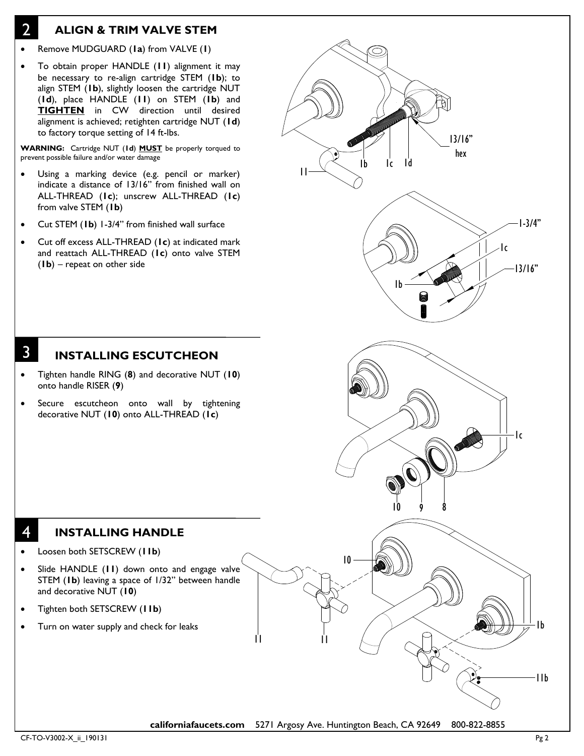## 2 ALIGN & TRIM VALVE STEM

- Remove MUDGUARD (**1a**) from VALVE (**1**)
- To obtain proper HANDLE (**11**) alignment it may be necessary to re-align cartridge STEM (**1b**); to align STEM (**1b**), slightly loosen the cartridge NUT (**1d**), place HANDLE (**11**) on STEM (**1b**) and **TIGHTEN** in CW direction until desired alignment is achieved; retighten cartridge NUT (**1d**) to factory torque setting of 14 ft-lbs.

**WARNING:** Cartridge NUT (**1d**) **MUST** be properly torqued to prevent possible failure and/or water damage

- Using a marking device (e.g. pencil or marker) indicate a distance of 13/16" from finished wall on ALL-THREAD (**1c**); unscrew ALL-THREAD (**1c**) from valve STEM (**1b**)
- Cut STEM (**1b**) 1-3/4" from finished wall surface
- Cut off excess ALL-THREAD (**1c**) at indicated mark and reattach ALL-THREAD (**1c**) onto valve STEM (**1b**) – repeat on other side

13/16"
hex
11
1b
1c
1d

1-3/4"
1c
13/16"
1b

## 3 INSTALLING ESCUTCHEON

- Tighten handle RING (**8**) and decorative NUT (**10**) onto handle RISER (**9**)
- Secure escutcheon onto wall by tightening decorative NUT (**10**) onto ALL-THREAD (**1c**)

1c
10
9
8

## 4 INSTALLING HANDLE

- Loosen both SETSCREW (**11b**)
- Slide HANDLE (**11**) down onto and engage valve STEM (**1b**) leaving a space of 1/32" between handle and decorative NUT (**10**)
- Tighten both SETSCREW (**11b**)
- Turn on water supply and check for leaks

10
11
11
1b
11b

**californiafaucets.com** 5271 Argosy Ave. Huntington Beach, CA 92649 800-822-8855

CF-TO-V3002-X_ii_190131